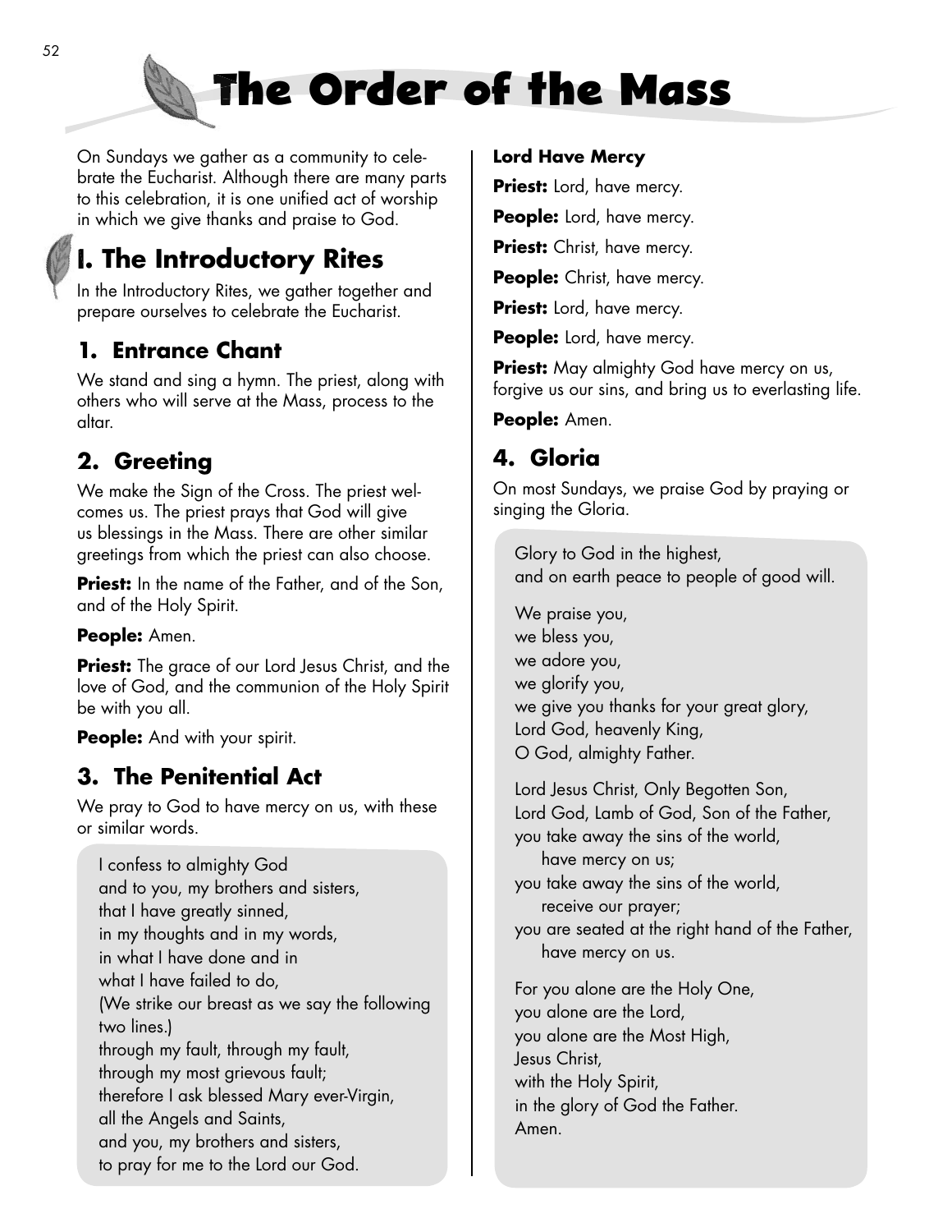# The Order of the Mass

On Sundays we gather as a community to celebrate the Eucharist. Although there are many parts to this celebration, it is one unified act of worship in which we give thanks and praise to God.

## I. The Introductory Rites

In the Introductory Rites, we gather together and prepare ourselves to celebrate the Eucharist.

### 1. Entrance Chant

We stand and sing a hymn. The priest, along with others who will serve at the Mass, process to the altar.

### 2. Greeting

We make the Sign of the Cross. The priest welcomes us. The priest prays that God will give us blessings in the Mass. There are other similar greetings from which the priest can also choose.

**Priest:** In the name of the Father, and of the Son, and of the Holy Spirit.

**People:** Amen.

**Priest:** The grace of our Lord Jesus Christ, and the love of God, and the communion of the Holy Spirit be with you all.

**People:** And with your spirit.

### 3. The Penitential Act

We pray to God to have mercy on us, with these or similar words.

> I confess to almighty God
> and to you, my brothers and sisters,
> that I have greatly sinned,
> in my thoughts and in my words,
> in what I have done and in
> what I have failed to do,
> (We strike our breast as we say the following two lines.)
> through my fault, through my fault,
> through my most grievous fault;
> therefore I ask blessed Mary ever-Virgin,
> all the Angels and Saints,
> and you, my brothers and sisters,
> to pray for me to the Lord our God.

**Lord Have Mercy**

**Priest:** Lord, have mercy.

**People:** Lord, have mercy.

**Priest:** Christ, have mercy.

**People:** Christ, have mercy.

**Priest:** Lord, have mercy.

**People:** Lord, have mercy.

**Priest:** May almighty God have mercy on us, forgive us our sins, and bring us to everlasting life.

**People:** Amen.

### 4. Gloria

On most Sundays, we praise God by praying or singing the Gloria.

> Glory to God in the highest,
> and on earth peace to people of good will.
>
> We praise you,
> we bless you,
> we adore you,
> we glorify you,
> we give you thanks for your great glory,
> Lord God, heavenly King,
> O God, almighty Father.
>
> Lord Jesus Christ, Only Begotten Son,
> Lord God, Lamb of God, Son of the Father,
> you take away the sins of the world,
> have mercy on us;
> you take away the sins of the world,
> receive our prayer;
> you are seated at the right hand of the Father,
> have mercy on us.
>
> For you alone are the Holy One,
> you alone are the Lord,
> you alone are the Most High,
> Jesus Christ,
> with the Holy Spirit,
> in the glory of God the Father.
> Amen.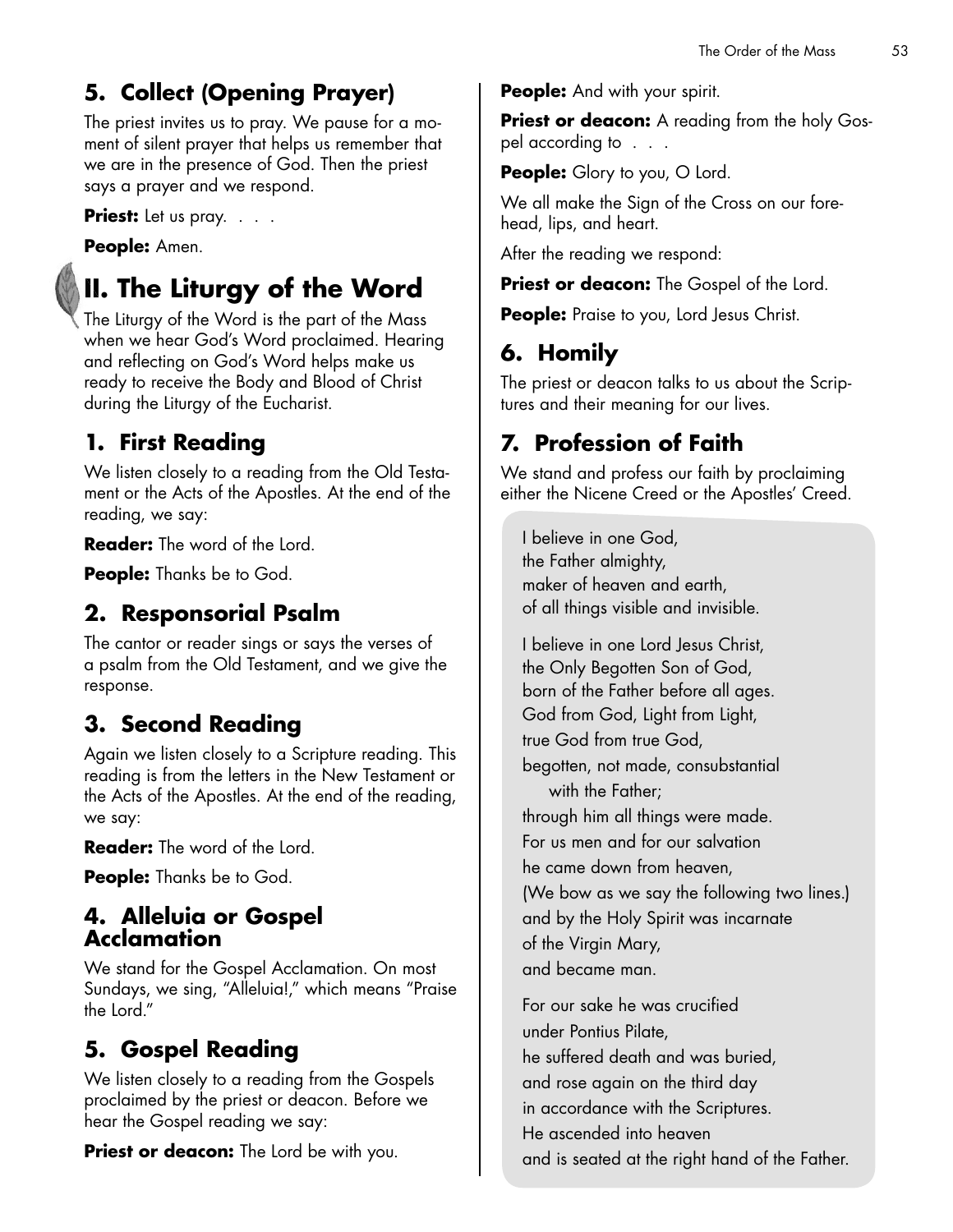## 5. Collect (Opening Prayer)

The priest invites us to pray. We pause for a moment of silent prayer that helps us remember that we are in the presence of God. Then the priest says a prayer and we respond.

**Priest:** Let us pray. . . .

**People:** Amen.

# II. The Liturgy of the Word

The Liturgy of the Word is the part of the Mass when we hear God's Word proclaimed. Hearing and reflecting on God's Word helps make us ready to receive the Body and Blood of Christ during the Liturgy of the Eucharist.

## 1. First Reading

We listen closely to a reading from the Old Testament or the Acts of the Apostles. At the end of the reading, we say:

**Reader:** The word of the Lord.

**People:** Thanks be to God.

## 2. Responsorial Psalm

The cantor or reader sings or says the verses of a psalm from the Old Testament, and we give the response.

## 3. Second Reading

Again we listen closely to a Scripture reading. This reading is from the letters in the New Testament or the Acts of the Apostles. At the end of the reading, we say:

**Reader:** The word of the Lord.

**People:** Thanks be to God.

## 4. Alleluia or Gospel Acclamation

We stand for the Gospel Acclamation. On most Sundays, we sing, "Alleluia!," which means "Praise the Lord."

## 5. Gospel Reading

We listen closely to a reading from the Gospels proclaimed by the priest or deacon. Before we hear the Gospel reading we say:

**Priest or deacon:** The Lord be with you.

**People:** And with your spirit.

**Priest or deacon:** A reading from the holy Gospel according to . . .

**People:** Glory to you, O Lord.

We all make the Sign of the Cross on our forehead, lips, and heart.

After the reading we respond:

**Priest or deacon:** The Gospel of the Lord.

**People:** Praise to you, Lord Jesus Christ.

## 6. Homily

The priest or deacon talks to us about the Scriptures and their meaning for our lives.

## 7. Profession of Faith

We stand and profess our faith by proclaiming either the Nicene Creed or the Apostles' Creed.

I believe in one God,
the Father almighty,
maker of heaven and earth,
of all things visible and invisible.

I believe in one Lord Jesus Christ,
the Only Begotten Son of God,
born of the Father before all ages.
God from God, Light from Light,
true God from true God,
begotten, not made, consubstantial
with the Father;
through him all things were made.
For us men and for our salvation
he came down from heaven,
(We bow as we say the following two lines.)
and by the Holy Spirit was incarnate
of the Virgin Mary,
and became man.

For our sake he was crucified
under Pontius Pilate,
he suffered death and was buried,
and rose again on the third day
in accordance with the Scriptures.
He ascended into heaven
and is seated at the right hand of the Father.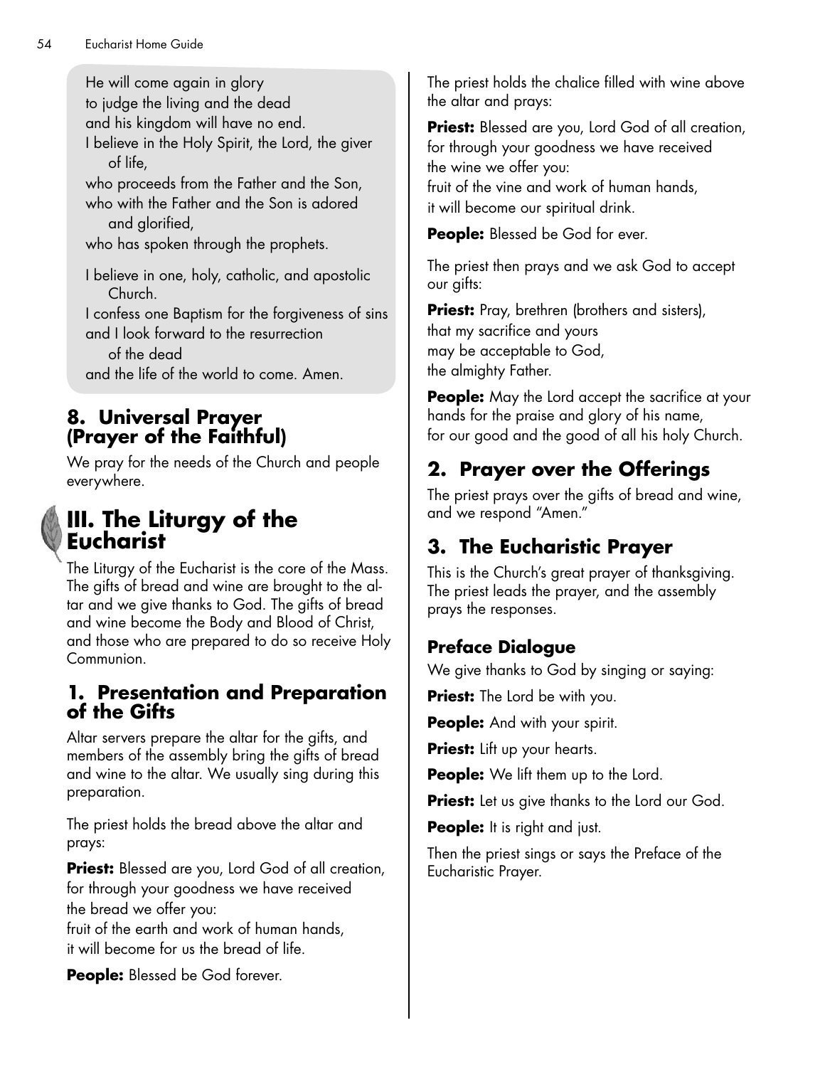He will come again in glory
to judge the living and the dead
and his kingdom will have no end.
I believe in the Holy Spirit, the Lord, the giver of life,
who proceeds from the Father and the Son,
who with the Father and the Son is adored and glorified,
who has spoken through the prophets.

I believe in one, holy, catholic, and apostolic Church.
I confess one Baptism for the forgiveness of sins
and I look forward to the resurrection of the dead
and the life of the world to come. Amen.

### 8. Universal Prayer (Prayer of the Faithful)

We pray for the needs of the Church and people everywhere.

## III. The Liturgy of the Eucharist

The Liturgy of the Eucharist is the core of the Mass. The gifts of bread and wine are brought to the altar and we give thanks to God. The gifts of bread and wine become the Body and Blood of Christ, and those who are prepared to do so receive Holy Communion.

### 1. Presentation and Preparation of the Gifts

Altar servers prepare the altar for the gifts, and members of the assembly bring the gifts of bread and wine to the altar. We usually sing during this preparation.

The priest holds the bread above the altar and prays:

**Priest:** Blessed are you, Lord God of all creation,
for through your goodness we have received
the bread we offer you:
fruit of the earth and work of human hands,
it will become for us the bread of life.

**People:** Blessed be God forever.

The priest holds the chalice filled with wine above the altar and prays:

**Priest:** Blessed are you, Lord God of all creation,
for through your goodness we have received
the wine we offer you:
fruit of the vine and work of human hands,
it will become our spiritual drink.

**People:** Blessed be God for ever.

The priest then prays and we ask God to accept our gifts:

**Priest:** Pray, brethren (brothers and sisters),
that my sacrifice and yours
may be acceptable to God,
the almighty Father.

**People:** May the Lord accept the sacrifice at your hands for the praise and glory of his name,
for our good and the good of all his holy Church.

### 2. Prayer over the Offerings

The priest prays over the gifts of bread and wine, and we respond "Amen."

### 3. The Eucharistic Prayer

This is the Church's great prayer of thanksgiving. The priest leads the prayer, and the assembly prays the responses.

#### Preface Dialogue

We give thanks to God by singing or saying:

**Priest:** The Lord be with you.

**People:** And with your spirit.

**Priest:** Lift up your hearts.

**People:** We lift them up to the Lord.

**Priest:** Let us give thanks to the Lord our God.

**People:** It is right and just.

Then the priest sings or says the Preface of the Eucharistic Prayer.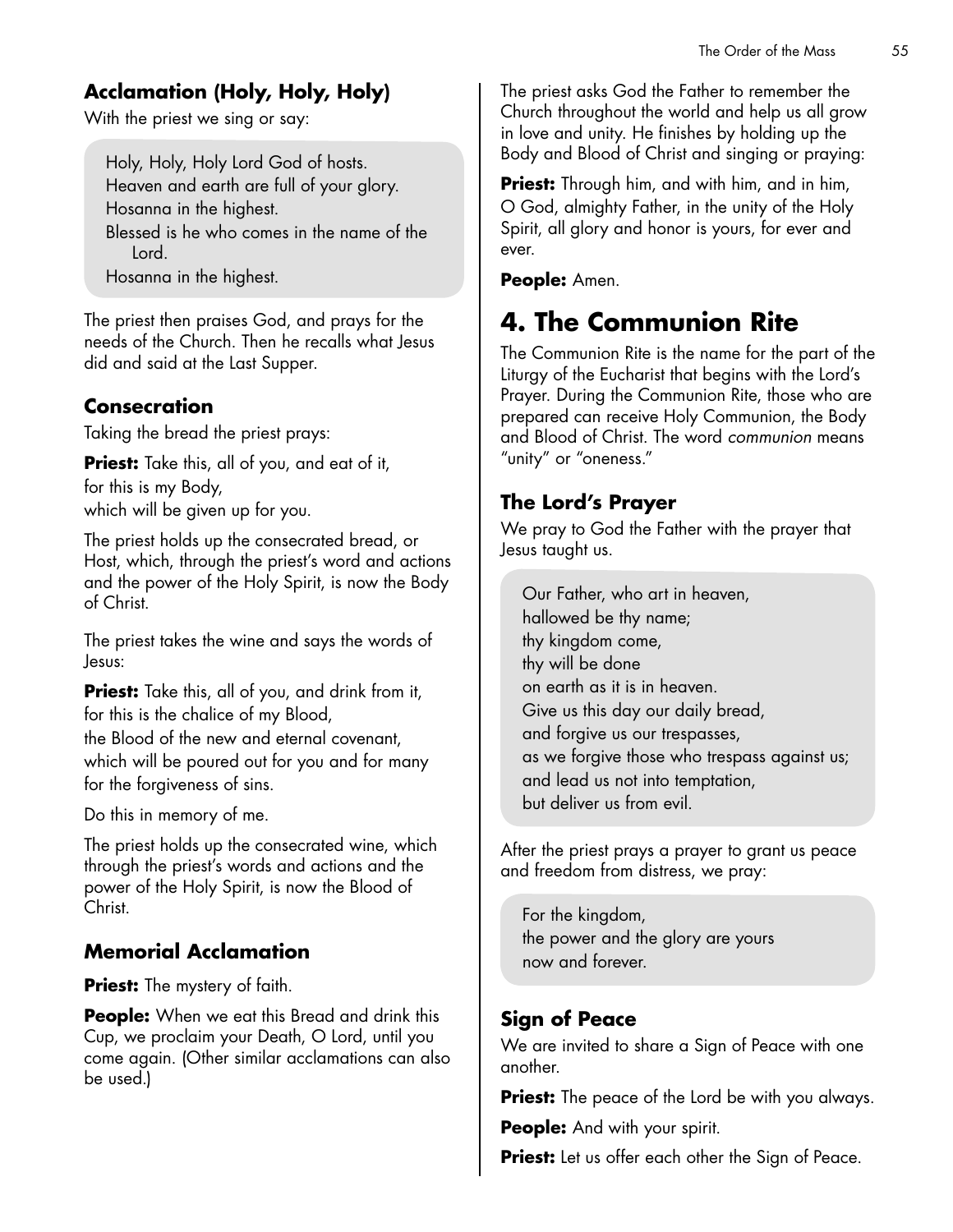### Acclamation (Holy, Holy, Holy)

With the priest we sing or say:

> Holy, Holy, Holy Lord God of hosts.
> Heaven and earth are full of your glory.
> Hosanna in the highest.
> Blessed is he who comes in the name of the Lord.
> Hosanna in the highest.

The priest then praises God, and prays for the needs of the Church. Then he recalls what Jesus did and said at the Last Supper.

### Consecration

Taking the bread the priest prays:

**Priest:** Take this, all of you, and eat of it,
for this is my Body,
which will be given up for you.

The priest holds up the consecrated bread, or Host, which, through the priest's word and actions and the power of the Holy Spirit, is now the Body of Christ.

The priest takes the wine and says the words of Jesus:

**Priest:** Take this, all of you, and drink from it,
for this is the chalice of my Blood,
the Blood of the new and eternal covenant,
which will be poured out for you and for many
for the forgiveness of sins.

Do this in memory of me.

The priest holds up the consecrated wine, which through the priest's words and actions and the power of the Holy Spirit, is now the Blood of Christ.

### Memorial Acclamation

**Priest:** The mystery of faith.

**People:** When we eat this Bread and drink this Cup, we proclaim your Death, O Lord, until you come again. (Other similar acclamations can also be used.)

The priest asks God the Father to remember the Church throughout the world and help us all grow in love and unity. He finishes by holding up the Body and Blood of Christ and singing or praying:

**Priest:** Through him, and with him, and in him, O God, almighty Father, in the unity of the Holy Spirit, all glory and honor is yours, for ever and ever.

**People:** Amen.

## 4. The Communion Rite

The Communion Rite is the name for the part of the Liturgy of the Eucharist that begins with the Lord's Prayer. During the Communion Rite, those who are prepared can receive Holy Communion, the Body and Blood of Christ. The word *communion* means "unity" or "oneness."

### The Lord's Prayer

We pray to God the Father with the prayer that Jesus taught us.

> Our Father, who art in heaven,
> hallowed be thy name;
> thy kingdom come,
> thy will be done
> on earth as it is in heaven.
> Give us this day our daily bread,
> and forgive us our trespasses,
> as we forgive those who trespass against us;
> and lead us not into temptation,
> but deliver us from evil.

After the priest prays a prayer to grant us peace and freedom from distress, we pray:

> For the kingdom,
> the power and the glory are yours
> now and forever.

### Sign of Peace

We are invited to share a Sign of Peace with one another.

**Priest:** The peace of the Lord be with you always.

**People:** And with your spirit.

**Priest:** Let us offer each other the Sign of Peace.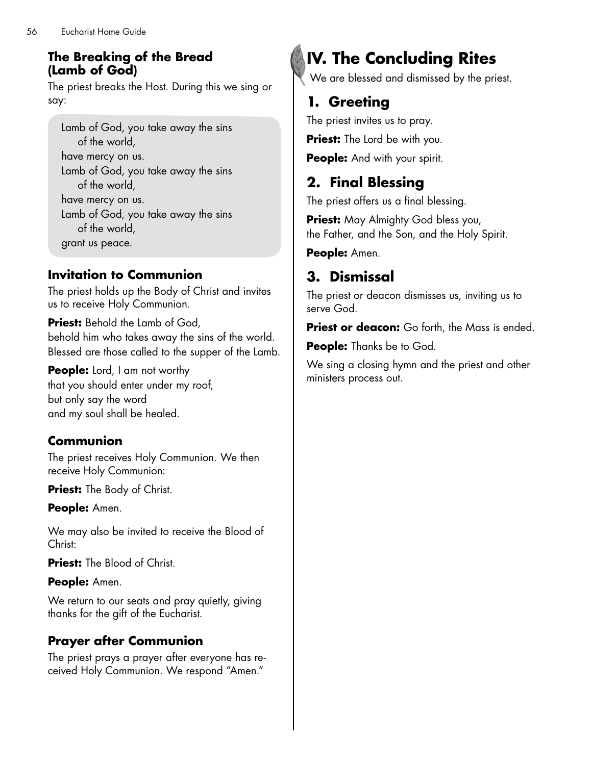### The Breaking of the Bread (Lamb of God)

The priest breaks the Host. During this we sing or say:

> Lamb of God, you take away the sins
> of the world,
> have mercy on us.
> Lamb of God, you take away the sins
> of the world,
> have mercy on us.
> Lamb of God, you take away the sins
> of the world,
> grant us peace.

### Invitation to Communion

The priest holds up the Body of Christ and invites us to receive Holy Communion.

**Priest:** Behold the Lamb of God,
behold him who takes away the sins of the world.
Blessed are those called to the supper of the Lamb.

**People:** Lord, I am not worthy
that you should enter under my roof,
but only say the word
and my soul shall be healed.

### Communion

The priest receives Holy Communion. We then receive Holy Communion:

**Priest:** The Body of Christ.

**People:** Amen.

We may also be invited to receive the Blood of Christ:

**Priest:** The Blood of Christ.

**People:** Amen.

We return to our seats and pray quietly, giving thanks for the gift of the Eucharist.

### Prayer after Communion

The priest prays a prayer after everyone has received Holy Communion. We respond "Amen."

# IV. The Concluding Rites

We are blessed and dismissed by the priest.

## 1. Greeting

The priest invites us to pray.

**Priest:** The Lord be with you.

**People:** And with your spirit.

## 2. Final Blessing

The priest offers us a final blessing.

**Priest:** May Almighty God bless you,
the Father, and the Son, and the Holy Spirit.

**People:** Amen.

## 3. Dismissal

The priest or deacon dismisses us, inviting us to serve God.

**Priest or deacon:** Go forth, the Mass is ended.

**People:** Thanks be to God.

We sing a closing hymn and the priest and other ministers process out.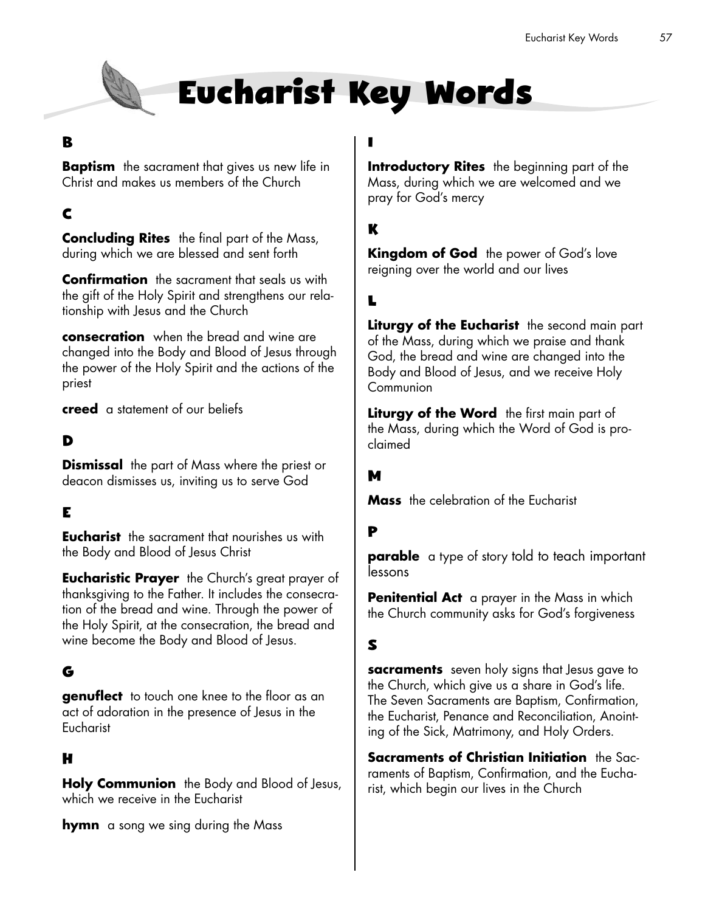# Eucharist Key Words

## B

**Baptism** the sacrament that gives us new life in Christ and makes us members of the Church

## C

**Concluding Rites** the final part of the Mass, during which we are blessed and sent forth

**Confirmation** the sacrament that seals us with the gift of the Holy Spirit and strengthens our relationship with Jesus and the Church

**consecration** when the bread and wine are changed into the Body and Blood of Jesus through the power of the Holy Spirit and the actions of the priest

**creed** a statement of our beliefs

## D

**Dismissal** the part of Mass where the priest or deacon dismisses us, inviting us to serve God

## E

**Eucharist** the sacrament that nourishes us with the Body and Blood of Jesus Christ

**Eucharistic Prayer** the Church's great prayer of thanksgiving to the Father. It includes the consecration of the bread and wine. Through the power of the Holy Spirit, at the consecration, the bread and wine become the Body and Blood of Jesus.

## G

**genuflect** to touch one knee to the floor as an act of adoration in the presence of Jesus in the Eucharist

## H

**Holy Communion** the Body and Blood of Jesus, which we receive in the Eucharist

**hymn** a song we sing during the Mass

## I

**Introductory Rites** the beginning part of the Mass, during which we are welcomed and we pray for God's mercy

## K

**Kingdom of God** the power of God's love reigning over the world and our lives

## L

**Liturgy of the Eucharist** the second main part of the Mass, during which we praise and thank God, the bread and wine are changed into the Body and Blood of Jesus, and we receive Holy Communion

**Liturgy of the Word** the first main part of the Mass, during which the Word of God is proclaimed

## M

**Mass** the celebration of the Eucharist

## P

**parable** a type of story told to teach important lessons

**Penitential Act** a prayer in the Mass in which the Church community asks for God's forgiveness

## S

**sacraments** seven holy signs that Jesus gave to the Church, which give us a share in God's life. The Seven Sacraments are Baptism, Confirmation, the Eucharist, Penance and Reconciliation, Anointing of the Sick, Matrimony, and Holy Orders.

**Sacraments of Christian Initiation** the Sacraments of Baptism, Confirmation, and the Eucharist, which begin our lives in the Church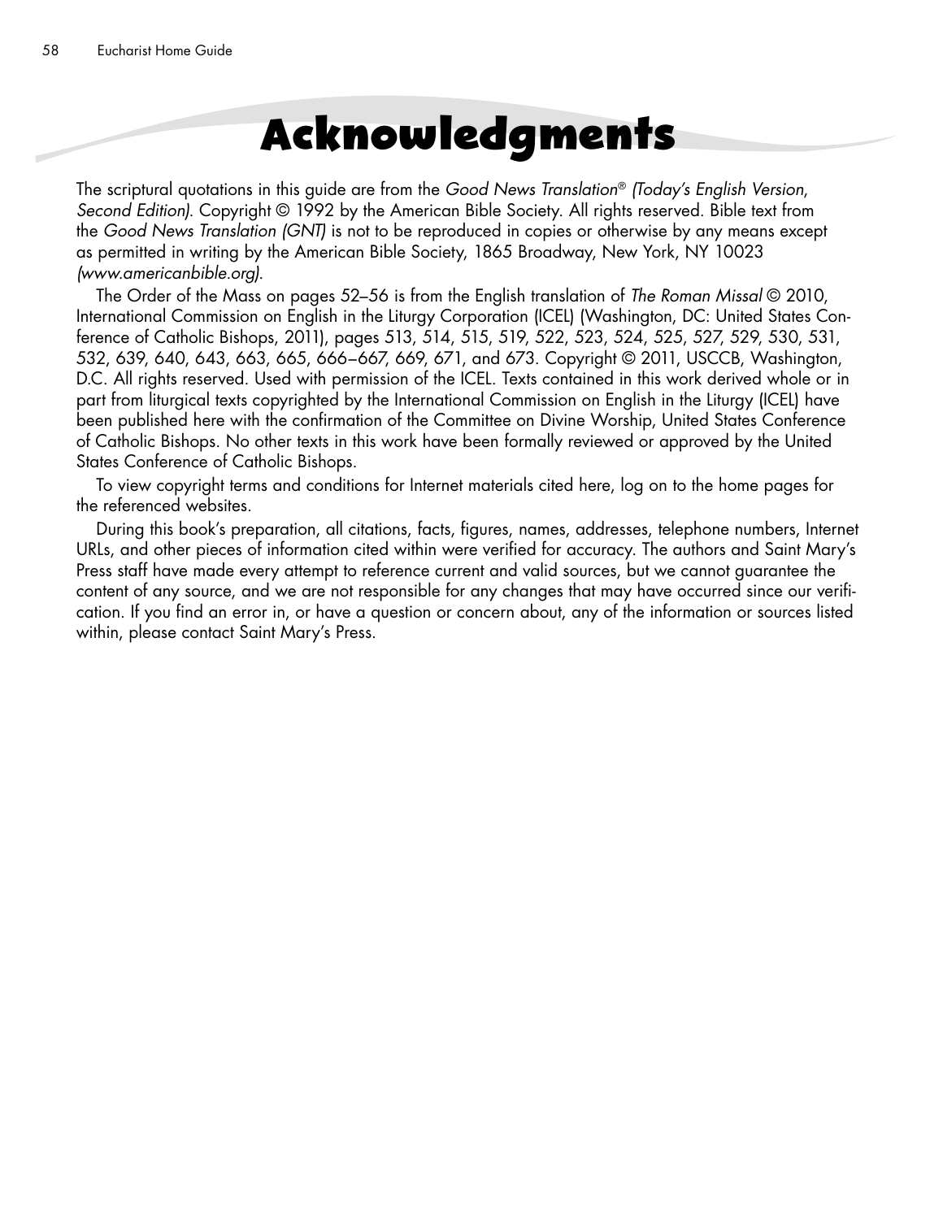# Acknowledgments

The scriptural quotations in this guide are from the *Good News Translation® (Today's English Version, Second Edition)*. Copyright © 1992 by the American Bible Society. All rights reserved. Bible text from the *Good News Translation (GNT)* is not to be reproduced in copies or otherwise by any means except as permitted in writing by the American Bible Society, 1865 Broadway, New York, NY 10023 *(www.americanbible.org)*.

The Order of the Mass on pages 52–56 is from the English translation of *The Roman Missal* © 2010, International Commission on English in the Liturgy Corporation (ICEL) (Washington, DC: United States Conference of Catholic Bishops, 2011), pages 513, 514, 515, 519, 522, 523, 524, 525, 527, 529, 530, 531, 532, 639, 640, 643, 663, 665, 666–667, 669, 671, and 673. Copyright © 2011, USCCB, Washington, D.C. All rights reserved. Used with permission of the ICEL. Texts contained in this work derived whole or in part from liturgical texts copyrighted by the International Commission on English in the Liturgy (ICEL) have been published here with the confirmation of the Committee on Divine Worship, United States Conference of Catholic Bishops. No other texts in this work have been formally reviewed or approved by the United States Conference of Catholic Bishops.

To view copyright terms and conditions for Internet materials cited here, log on to the home pages for the referenced websites.

During this book's preparation, all citations, facts, figures, names, addresses, telephone numbers, Internet URLs, and other pieces of information cited within were verified for accuracy. The authors and Saint Mary's Press staff have made every attempt to reference current and valid sources, but we cannot guarantee the content of any source, and we are not responsible for any changes that may have occurred since our verification. If you find an error in, or have a question or concern about, any of the information or sources listed within, please contact Saint Mary's Press.